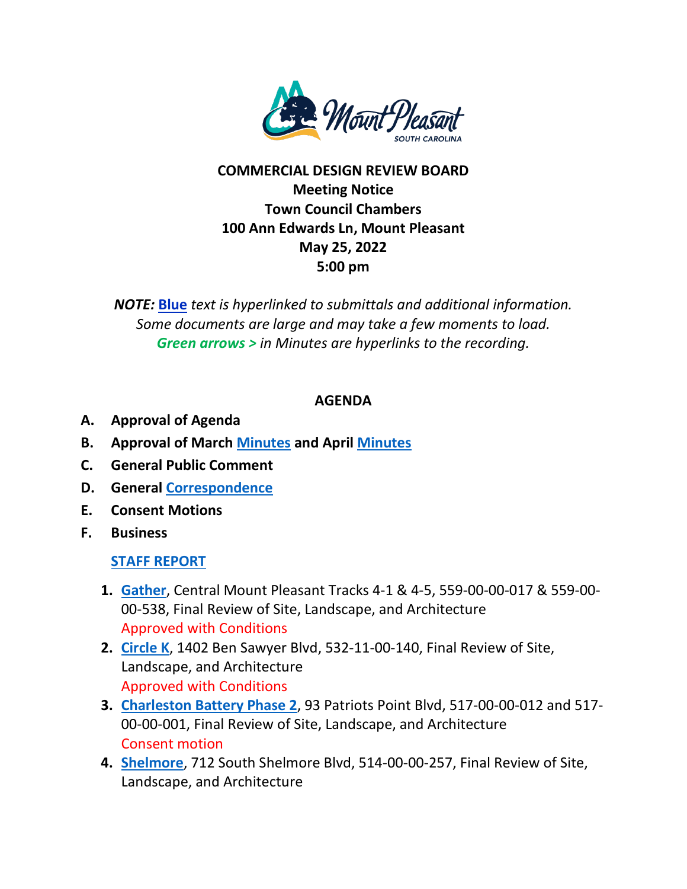**COMMERCIAL DESIGN REVIEW BOARD**
**Meeting Notice**
**Town Council Chambers**
**100 Ann Edwards Ln, Mount Pleasant**
**May 25, 2022**
**5:00 pm**

***NOTE:*** ***Blue*** *text is hyperlinked to submittals and additional information. Some documents are large and may take a few moments to load.*
***Green arrows >*** *in Minutes are hyperlinks to the recording.*

## AGENDA

- **A. Approval of Agenda**
- **B. Approval of March Minutes and April Minutes**
- **C. General Public Comment**
- **D. General Correspondence**
- **E. Consent Motions**
- **F. Business**

**STAFF REPORT**

1. **Gather**, Central Mount Pleasant Tracks 4-1 & 4-5, 559-00-00-017 & 559-00-00-538, Final Review of Site, Landscape, and Architecture
   Approved with Conditions
2. **Circle K**, 1402 Ben Sawyer Blvd, 532-11-00-140, Final Review of Site, Landscape, and Architecture
   Approved with Conditions
3. **Charleston Battery Phase 2**, 93 Patriots Point Blvd, 517-00-00-012 and 517-00-00-001, Final Review of Site, Landscape, and Architecture
   Consent motion
4. **Shelmore**, 712 South Shelmore Blvd, 514-00-00-257, Final Review of Site, Landscape, and Architecture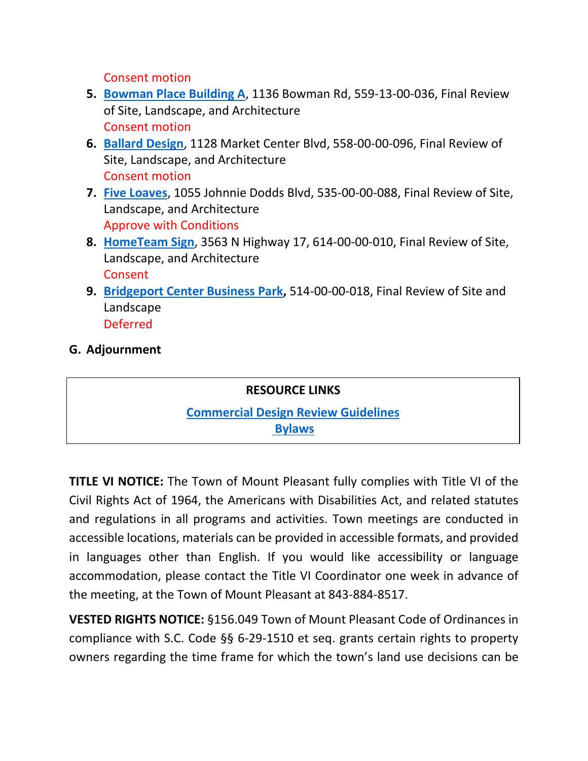Consent motion

5. **Bowman Place Building A**, 1136 Bowman Rd, 559-13-00-036, Final Review of Site, Landscape, and Architecture
   Consent motion
6. **Ballard Design**, 1128 Market Center Blvd, 558-00-00-096, Final Review of Site, Landscape, and Architecture
   Consent motion
7. **Five Loaves**, 1055 Johnnie Dodds Blvd, 535-00-00-088, Final Review of Site, Landscape, and Architecture
   Approve with Conditions
8. **HomeTeam Sign**, 3563 N Highway 17, 614-00-00-010, Final Review of Site, Landscape, and Architecture
   Consent
9. **Bridgeport Center Business Park,** 514-00-00-018, Final Review of Site and Landscape
   Deferred

**G. Adjournment**

**RESOURCE LINKS**

**Commercial Design Review Guidelines**

**Bylaws**

**TITLE VI NOTICE:** The Town of Mount Pleasant fully complies with Title VI of the Civil Rights Act of 1964, the Americans with Disabilities Act, and related statutes and regulations in all programs and activities. Town meetings are conducted in accessible locations, materials can be provided in accessible formats, and provided in languages other than English. If you would like accessibility or language accommodation, please contact the Title VI Coordinator one week in advance of the meeting, at the Town of Mount Pleasant at 843-884-8517.

**VESTED RIGHTS NOTICE:** §156.049 Town of Mount Pleasant Code of Ordinances in compliance with S.C. Code §§ 6-29-1510 et seq. grants certain rights to property owners regarding the time frame for which the town's land use decisions can be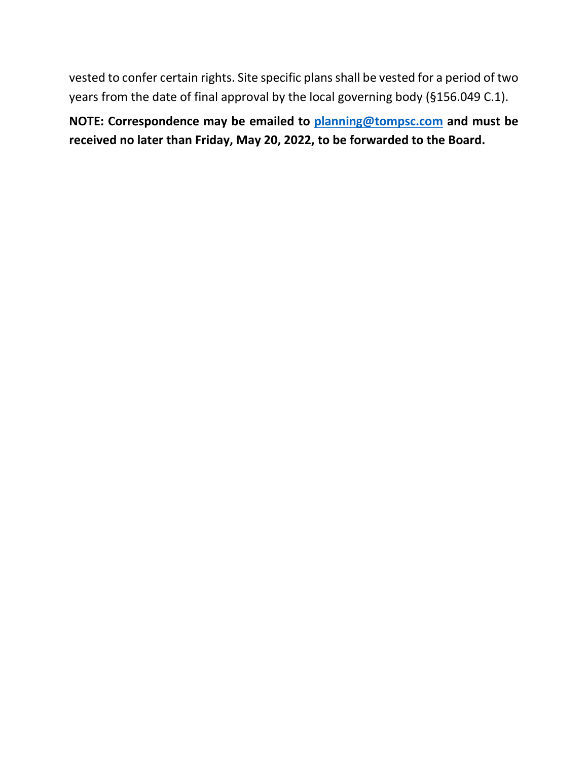vested to confer certain rights. Site specific plans shall be vested for a period of two years from the date of final approval by the local governing body (§156.049 C.1).

**NOTE: Correspondence may be emailed to [planning@tompsc.com](mailto:planning@tompsc.com) and must be received no later than Friday, May 20, 2022, to be forwarded to the Board.**